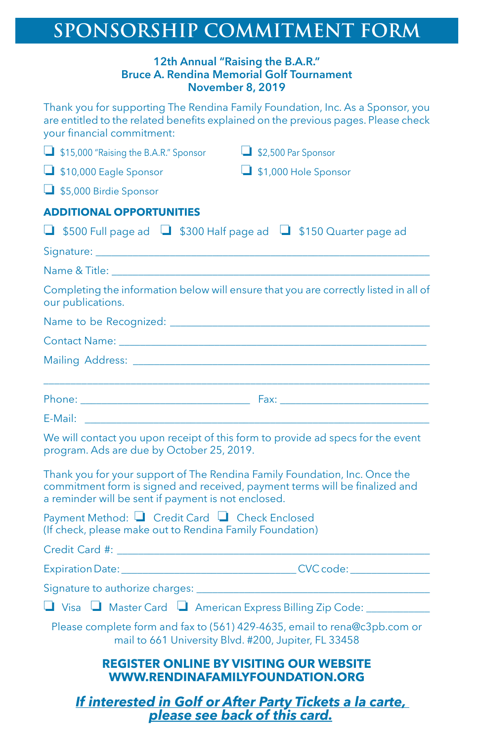# SPONSORSHIP COMMITMENT FORM

**12th Annual "Raising the B.A.R."**
**Bruce A. Rendina Memorial Golf Tournament**
**November 8, 2019**

Thank you for supporting The Rendina Family Foundation, Inc. As a Sponsor, you are entitled to the related benefits explained on the previous pages. Please check your financial commitment:

- ❑ $15,000 "Raising the B.A.R." Sponsor
- ❑ $10,000 Eagle Sponsor
- ❑ $5,000 Birdie Sponsor
- ❑ $2,500 Par Sponsor
- ❑ $1,000 Hole Sponsor

**ADDITIONAL OPPORTUNITIES**

❑ $500 Full page ad ❑ $300 Half page ad ❑ $150 Quarter page ad

Signature: ____________________________________________

Name & Title: ____________________________________________

Completing the information below will ensure that you are correctly listed in all of our publications.

Name to be Recognized: ____________________________________________

Contact Name: ____________________________________________

Mailing Address: ____________________________________________

____________________________________________

Phone: ______________________ Fax: ______________________

E-Mail: ____________________________________________

We will contact you upon receipt of this form to provide ad specs for the event program. Ads are due by October 25, 2019.

Thank you for your support of The Rendina Family Foundation, Inc. Once the commitment form is signed and received, payment terms will be finalized and a reminder will be sent if payment is not enclosed.

Payment Method: ❑ Credit Card ❑ Check Enclosed
(If check, please make out to Rendina Family Foundation)

Credit Card #: ____________________________________________

Expiration Date: ______________________ CVC code: ____________

Signature to authorize charges: ____________________________________________

❑ Visa ❑ Master Card ❑ American Express Billing Zip Code: ____________

Please complete form and fax to (561) 429-4635, email to rena@c3pb.com or mail to 661 University Blvd. #200, Jupiter, FL 33458

**REGISTER ONLINE BY VISITING OUR WEBSITE**
**WWW.RENDINAFAMILYFOUNDATION.ORG**

***If interested in Golf or After Party Tickets a la carte, please see back of this card.***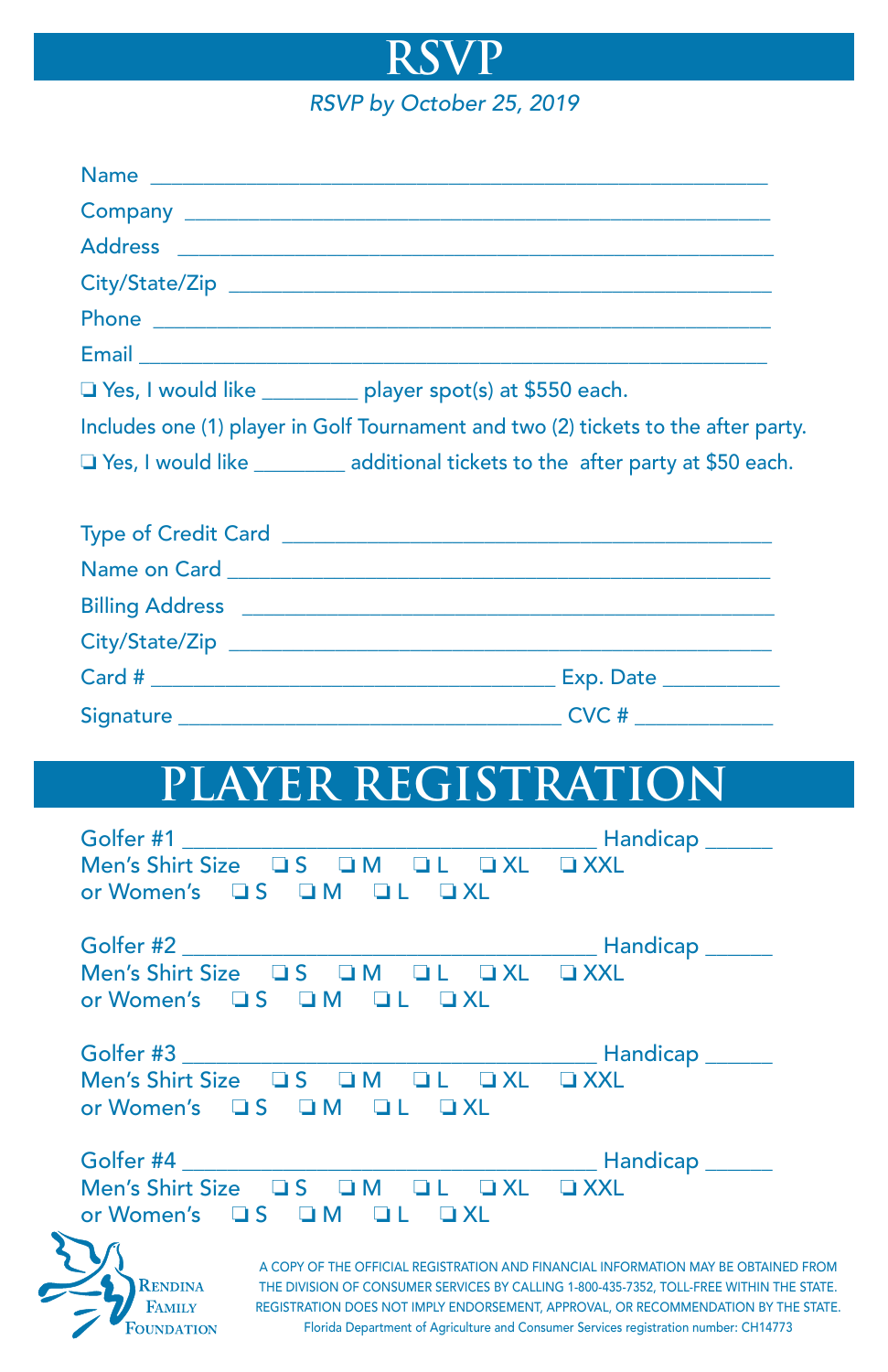# RSVP

*RSVP by October 25, 2019*

Name ______________________________________________

Company ______________________________________________

Address ______________________________________________

City/State/Zip ______________________________________________

Phone ______________________________________________

Email ______________________________________________

❑ Yes, I would like _________ player spot(s) at $550 each.

Includes one (1) player in Golf Tournament and two (2) tickets to the after party.

❑ Yes, I would like _________ additional tickets to the after party at $50 each.

Type of Credit Card ______________________________________________

Name on Card ______________________________________________

Billing Address ______________________________________________

City/State/Zip ______________________________________________

Card # ______________________________ Exp. Date __________

Signature ______________________________ CVC # __________

# PLAYER REGISTRATION

Golf­er #1 ______________________________ Handicap ______
Men's Shirt Size ❑ S ❑ M ❑ L ❑ XL ❑ XXL
or Women's ❑ S ❑ M ❑ L ❑ XL

Golfer #2 ______________________________ Handicap ______
Men's Shirt Size ❑ S ❑ M ❑ L ❑ XL ❑ XXL
or Women's ❑ S ❑ M ❑ L ❑ XL

Golfer #3 ______________________________ Handicap ______
Men's Shirt Size ❑ S ❑ M ❑ L ❑ XL ❑ XXL
or Women's ❑ S ❑ M ❑ L ❑ XL

Golfer #4 ______________________________ Handicap ______
Men's Shirt Size ❑ S ❑ M ❑ L ❑ XL ❑ XXL
or Women's ❑ S ❑ M ❑ L ❑ XL

Rendina Family Foundation

A COPY OF THE OFFICIAL REGISTRATION AND FINANCIAL INFORMATION MAY BE OBTAINED FROM THE DIVISION OF CONSUMER SERVICES BY CALLING 1-800-435-7352, TOLL-FREE WITHIN THE STATE. REGISTRATION DOES NOT IMPLY ENDORSEMENT, APPROVAL, OR RECOMMENDATION BY THE STATE. Florida Department of Agriculture and Consumer Services registration number: CH14773